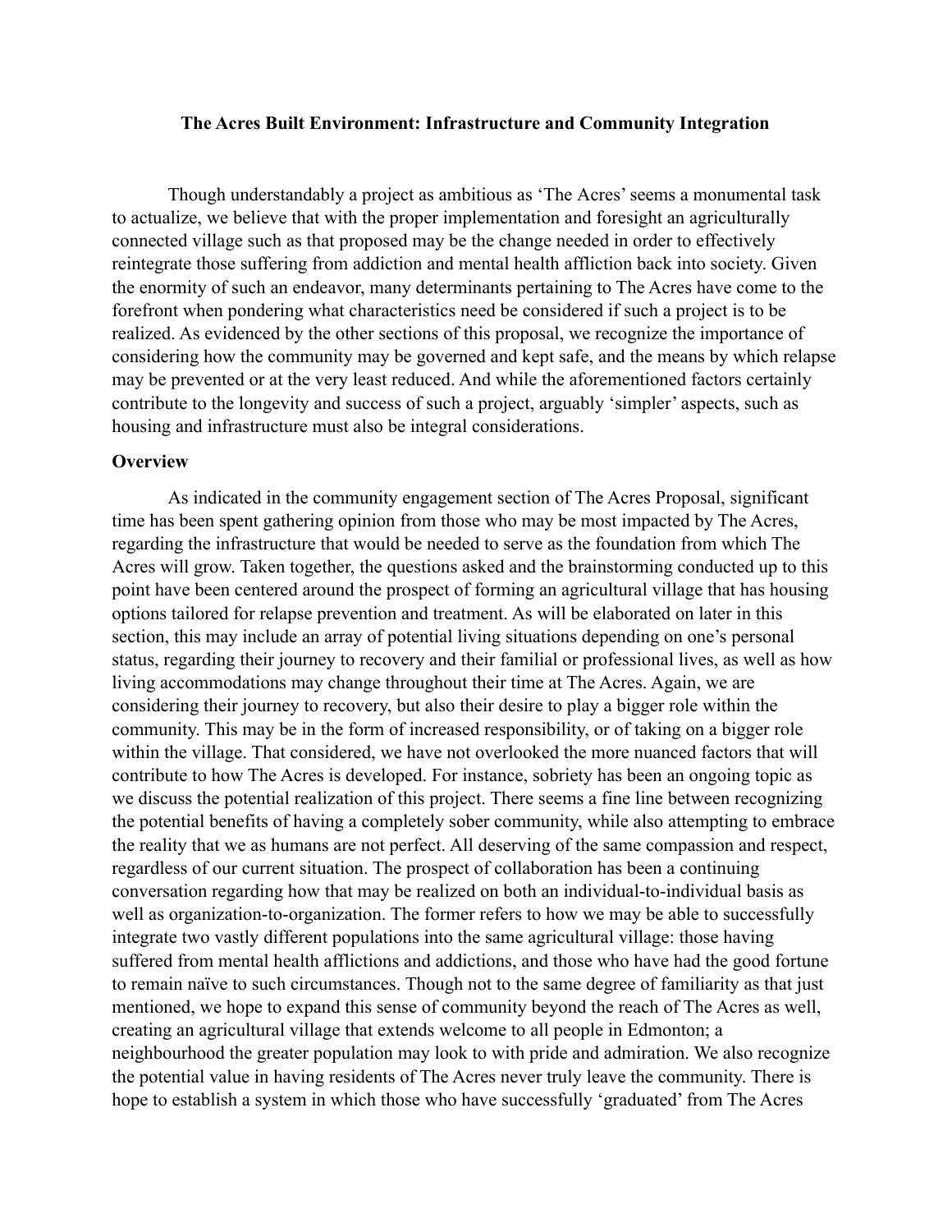# The Acres Built Environment: Infrastructure and Community Integration

Though understandably a project as ambitious as 'The Acres' seems a monumental task to actualize, we believe that with the proper implementation and foresight an agriculturally connected village such as that proposed may be the change needed in order to effectively reintegrate those suffering from addiction and mental health affliction back into society. Given the enormity of such an endeavor, many determinants pertaining to The Acres have come to the forefront when pondering what characteristics need be considered if such a project is to be realized. As evidenced by the other sections of this proposal, we recognize the importance of considering how the community may be governed and kept safe, and the means by which relapse may be prevented or at the very least reduced. And while the aforementioned factors certainly contribute to the longevity and success of such a project, arguably 'simpler' aspects, such as housing and infrastructure must also be integral considerations.

## Overview

As indicated in the community engagement section of The Acres Proposal, significant time has been spent gathering opinion from those who may be most impacted by The Acres, regarding the infrastructure that would be needed to serve as the foundation from which The Acres will grow. Taken together, the questions asked and the brainstorming conducted up to this point have been centered around the prospect of forming an agricultural village that has housing options tailored for relapse prevention and treatment. As will be elaborated on later in this section, this may include an array of potential living situations depending on one's personal status, regarding their journey to recovery and their familial or professional lives, as well as how living accommodations may change throughout their time at The Acres. Again, we are considering their journey to recovery, but also their desire to play a bigger role within the community. This may be in the form of increased responsibility, or of taking on a bigger role within the village. That considered, we have not overlooked the more nuanced factors that will contribute to how The Acres is developed. For instance, sobriety has been an ongoing topic as we discuss the potential realization of this project. There seems a fine line between recognizing the potential benefits of having a completely sober community, while also attempting to embrace the reality that we as humans are not perfect. All deserving of the same compassion and respect, regardless of our current situation. The prospect of collaboration has been a continuing conversation regarding how that may be realized on both an individual-to-individual basis as well as organization-to-organization. The former refers to how we may be able to successfully integrate two vastly different populations into the same agricultural village: those having suffered from mental health afflictions and addictions, and those who have had the good fortune to remain naïve to such circumstances. Though not to the same degree of familiarity as that just mentioned, we hope to expand this sense of community beyond the reach of The Acres as well, creating an agricultural village that extends welcome to all people in Edmonton; a neighbourhood the greater population may look to with pride and admiration. We also recognize the potential value in having residents of The Acres never truly leave the community. There is hope to establish a system in which those who have successfully 'graduated' from The Acres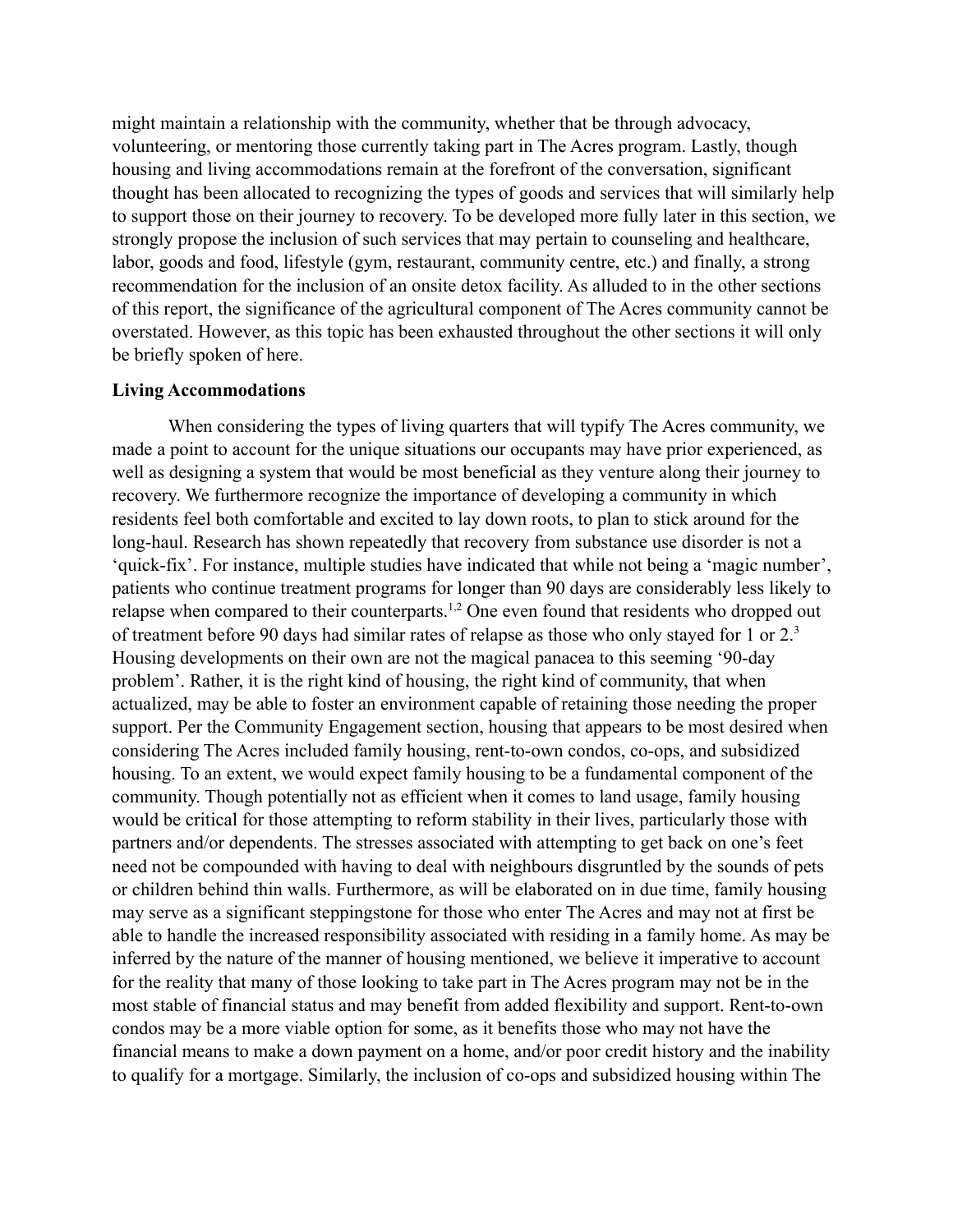might maintain a relationship with the community, whether that be through advocacy, volunteering, or mentoring those currently taking part in The Acres program. Lastly, though housing and living accommodations remain at the forefront of the conversation, significant thought has been allocated to recognizing the types of goods and services that will similarly help to support those on their journey to recovery. To be developed more fully later in this section, we strongly propose the inclusion of such services that may pertain to counseling and healthcare, labor, goods and food, lifestyle (gym, restaurant, community centre, etc.) and finally, a strong recommendation for the inclusion of an onsite detox facility. As alluded to in the other sections of this report, the significance of the agricultural component of The Acres community cannot be overstated. However, as this topic has been exhausted throughout the other sections it will only be briefly spoken of here.

**Living Accommodations**

When considering the types of living quarters that will typify The Acres community, we made a point to account for the unique situations our occupants may have prior experienced, as well as designing a system that would be most beneficial as they venture along their journey to recovery. We furthermore recognize the importance of developing a community in which residents feel both comfortable and excited to lay down roots, to plan to stick around for the long-haul. Research has shown repeatedly that recovery from substance use disorder is not a 'quick-fix'. For instance, multiple studies have indicated that while not being a 'magic number', patients who continue treatment programs for longer than 90 days are considerably less likely to relapse when compared to their counterparts.[1,2] One even found that residents who dropped out of treatment before 90 days had similar rates of relapse as those who only stayed for 1 or 2.[3] Housing developments on their own are not the magical panacea to this seeming '90-day problem'. Rather, it is the right kind of housing, the right kind of community, that when actualized, may be able to foster an environment capable of retaining those needing the proper support. Per the Community Engagement section, housing that appears to be most desired when considering The Acres included family housing, rent-to-own condos, co-ops, and subsidized housing. To an extent, we would expect family housing to be a fundamental component of the community. Though potentially not as efficient when it comes to land usage, family housing would be critical for those attempting to reform stability in their lives, particularly those with partners and/or dependents. The stresses associated with attempting to get back on one's feet need not be compounded with having to deal with neighbours disgruntled by the sounds of pets or children behind thin walls. Furthermore, as will be elaborated on in due time, family housing may serve as a significant steppingstone for those who enter The Acres and may not at first be able to handle the increased responsibility associated with residing in a family home. As may be inferred by the nature of the manner of housing mentioned, we believe it imperative to account for the reality that many of those looking to take part in The Acres program may not be in the most stable of financial status and may benefit from added flexibility and support. Rent-to-own condos may be a more viable option for some, as it benefits those who may not have the financial means to make a down payment on a home, and/or poor credit history and the inability to qualify for a mortgage. Similarly, the inclusion of co-ops and subsidized housing within The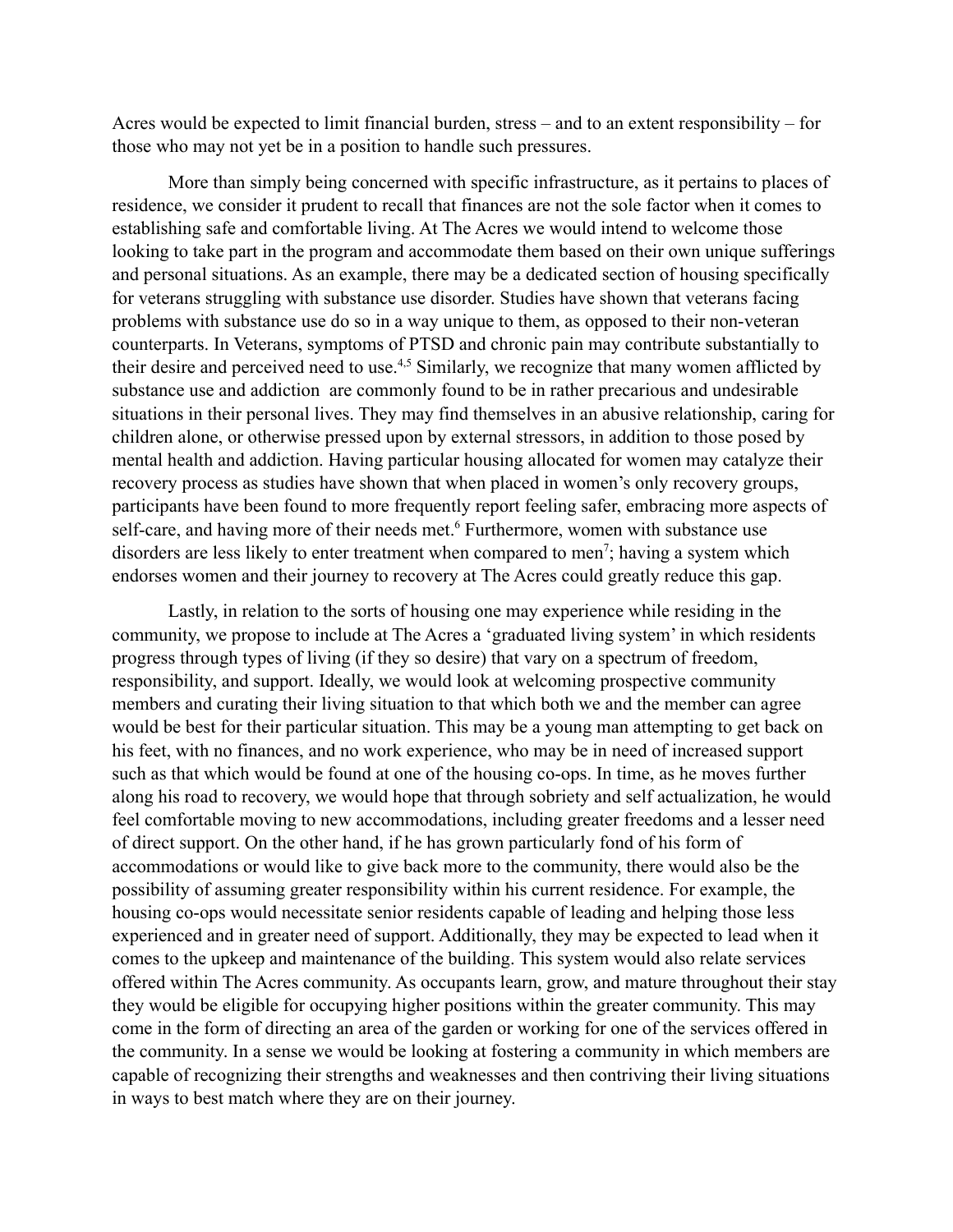Acres would be expected to limit financial burden, stress – and to an extent responsibility – for those who may not yet be in a position to handle such pressures.

More than simply being concerned with specific infrastructure, as it pertains to places of residence, we consider it prudent to recall that finances are not the sole factor when it comes to establishing safe and comfortable living. At The Acres we would intend to welcome those looking to take part in the program and accommodate them based on their own unique sufferings and personal situations. As an example, there may be a dedicated section of housing specifically for veterans struggling with substance use disorder. Studies have shown that veterans facing problems with substance use do so in a way unique to them, as opposed to their non-veteran counterparts. In Veterans, symptoms of PTSD and chronic pain may contribute substantially to their desire and perceived need to use.[4,5] Similarly, we recognize that many women afflicted by substance use and addiction  are commonly found to be in rather precarious and undesirable situations in their personal lives. They may find themselves in an abusive relationship, caring for children alone, or otherwise pressed upon by external stressors, in addition to those posed by mental health and addiction. Having particular housing allocated for women may catalyze their recovery process as studies have shown that when placed in women's only recovery groups, participants have been found to more frequently report feeling safer, embracing more aspects of self-care, and having more of their needs met.[6] Furthermore, women with substance use disorders are less likely to enter treatment when compared to men[7]; having a system which endorses women and their journey to recovery at The Acres could greatly reduce this gap.

Lastly, in relation to the sorts of housing one may experience while residing in the community, we propose to include at The Acres a 'graduated living system' in which residents progress through types of living (if they so desire) that vary on a spectrum of freedom, responsibility, and support. Ideally, we would look at welcoming prospective community members and curating their living situation to that which both we and the member can agree would be best for their particular situation. This may be a young man attempting to get back on his feet, with no finances, and no work experience, who may be in need of increased support such as that which would be found at one of the housing co-ops. In time, as he moves further along his road to recovery, we would hope that through sobriety and self actualization, he would feel comfortable moving to new accommodations, including greater freedoms and a lesser need of direct support. On the other hand, if he has grown particularly fond of his form of accommodations or would like to give back more to the community, there would also be the possibility of assuming greater responsibility within his current residence. For example, the housing co-ops would necessitate senior residents capable of leading and helping those less experienced and in greater need of support. Additionally, they may be expected to lead when it comes to the upkeep and maintenance of the building. This system would also relate services offered within The Acres community. As occupants learn, grow, and mature throughout their stay they would be eligible for occupying higher positions within the greater community. This may come in the form of directing an area of the garden or working for one of the services offered in the community. In a sense we would be looking at fostering a community in which members are capable of recognizing their strengths and weaknesses and then contriving their living situations in ways to best match where they are on their journey.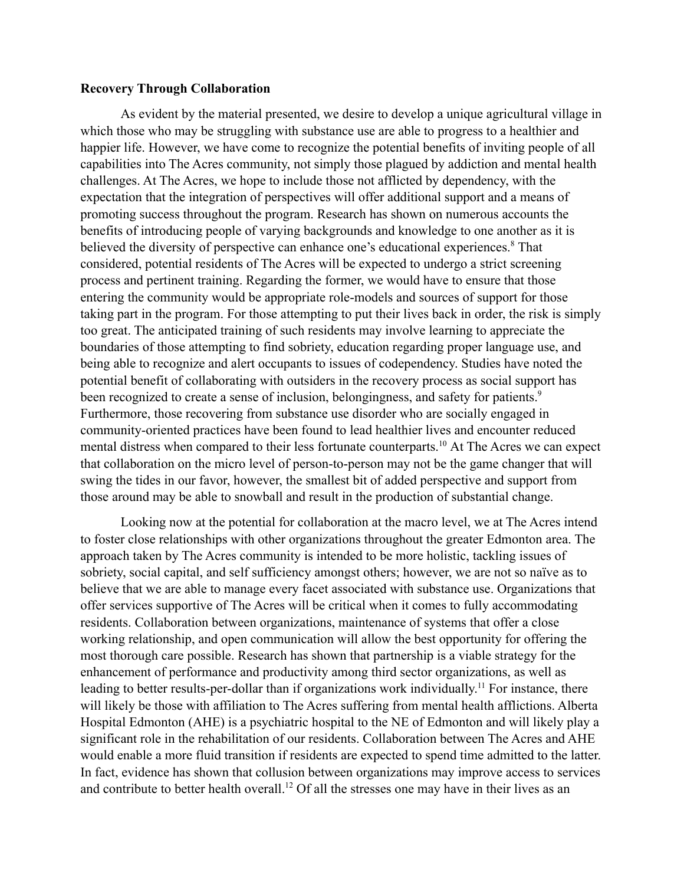**Recovery Through Collaboration**

As evident by the material presented, we desire to develop a unique agricultural village in which those who may be struggling with substance use are able to progress to a healthier and happier life. However, we have come to recognize the potential benefits of inviting people of all capabilities into The Acres community, not simply those plagued by addiction and mental health challenges. At The Acres, we hope to include those not afflicted by dependency, with the expectation that the integration of perspectives will offer additional support and a means of promoting success throughout the program. Research has shown on numerous accounts the benefits of introducing people of varying backgrounds and knowledge to one another as it is believed the diversity of perspective can enhance one's educational experiences.[8] That considered, potential residents of The Acres will be expected to undergo a strict screening process and pertinent training. Regarding the former, we would have to ensure that those entering the community would be appropriate role-models and sources of support for those taking part in the program. For those attempting to put their lives back in order, the risk is simply too great. The anticipated training of such residents may involve learning to appreciate the boundaries of those attempting to find sobriety, education regarding proper language use, and being able to recognize and alert occupants to issues of codependency. Studies have noted the potential benefit of collaborating with outsiders in the recovery process as social support has been recognized to create a sense of inclusion, belongingness, and safety for patients.[9] Furthermore, those recovering from substance use disorder who are socially engaged in community-oriented practices have been found to lead healthier lives and encounter reduced mental distress when compared to their less fortunate counterparts.[10] At The Acres we can expect that collaboration on the micro level of person-to-person may not be the game changer that will swing the tides in our favor, however, the smallest bit of added perspective and support from those around may be able to snowball and result in the production of substantial change.

Looking now at the potential for collaboration at the macro level, we at The Acres intend to foster close relationships with other organizations throughout the greater Edmonton area. The approach taken by The Acres community is intended to be more holistic, tackling issues of sobriety, social capital, and self sufficiency amongst others; however, we are not so naïve as to believe that we are able to manage every facet associated with substance use. Organizations that offer services supportive of The Acres will be critical when it comes to fully accommodating residents. Collaboration between organizations, maintenance of systems that offer a close working relationship, and open communication will allow the best opportunity for offering the most thorough care possible. Research has shown that partnership is a viable strategy for the enhancement of performance and productivity among third sector organizations, as well as leading to better results-per-dollar than if organizations work individually.[11] For instance, there will likely be those with affiliation to The Acres suffering from mental health afflictions. Alberta Hospital Edmonton (AHE) is a psychiatric hospital to the NE of Edmonton and will likely play a significant role in the rehabilitation of our residents. Collaboration between The Acres and AHE would enable a more fluid transition if residents are expected to spend time admitted to the latter. In fact, evidence has shown that collusion between organizations may improve access to services and contribute to better health overall.[12] Of all the stresses one may have in their lives as an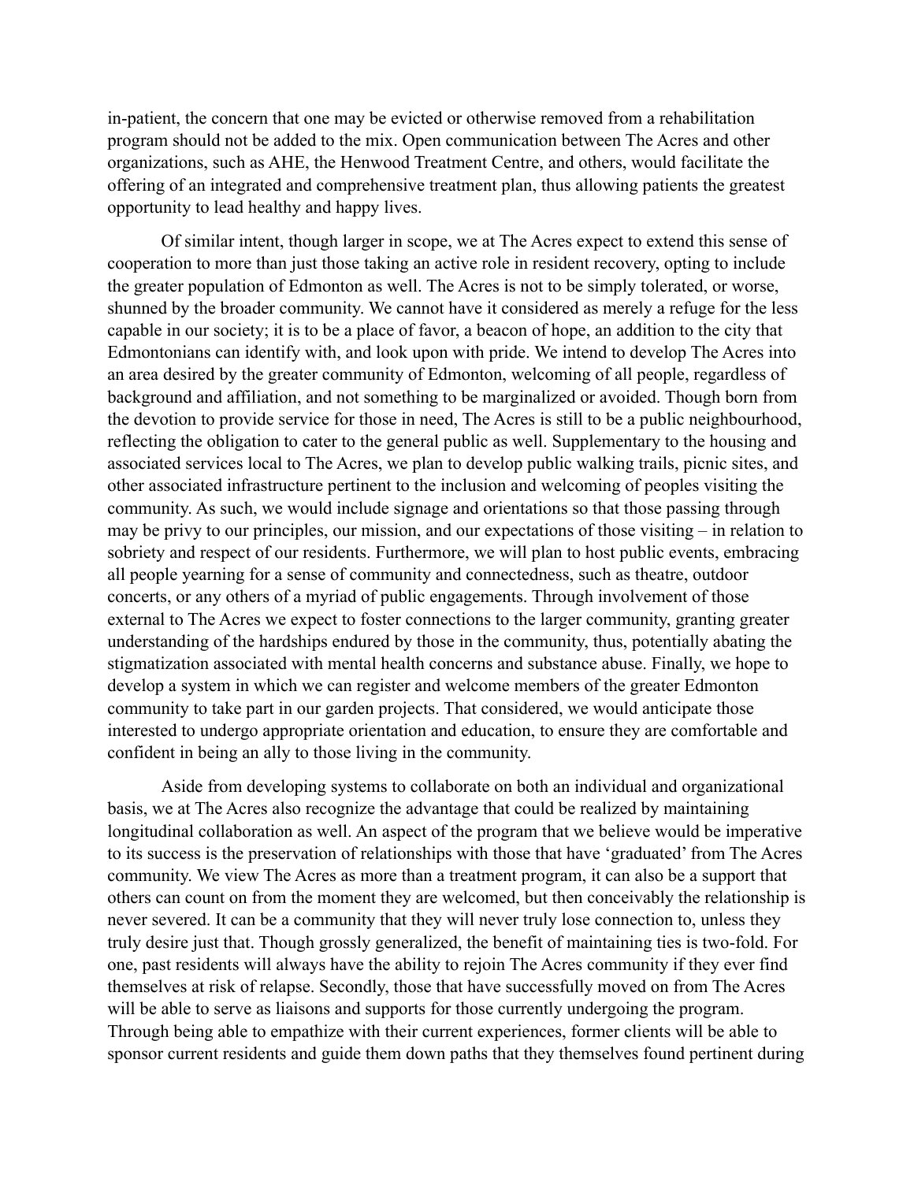in-patient, the concern that one may be evicted or otherwise removed from a rehabilitation program should not be added to the mix. Open communication between The Acres and other organizations, such as AHE, the Henwood Treatment Centre, and others, would facilitate the offering of an integrated and comprehensive treatment plan, thus allowing patients the greatest opportunity to lead healthy and happy lives.

Of similar intent, though larger in scope, we at The Acres expect to extend this sense of cooperation to more than just those taking an active role in resident recovery, opting to include the greater population of Edmonton as well. The Acres is not to be simply tolerated, or worse, shunned by the broader community. We cannot have it considered as merely a refuge for the less capable in our society; it is to be a place of favor, a beacon of hope, an addition to the city that Edmontonians can identify with, and look upon with pride. We intend to develop The Acres into an area desired by the greater community of Edmonton, welcoming of all people, regardless of background and affiliation, and not something to be marginalized or avoided. Though born from the devotion to provide service for those in need, The Acres is still to be a public neighbourhood, reflecting the obligation to cater to the general public as well. Supplementary to the housing and associated services local to The Acres, we plan to develop public walking trails, picnic sites, and other associated infrastructure pertinent to the inclusion and welcoming of peoples visiting the community. As such, we would include signage and orientations so that those passing through may be privy to our principles, our mission, and our expectations of those visiting – in relation to sobriety and respect of our residents. Furthermore, we will plan to host public events, embracing all people yearning for a sense of community and connectedness, such as theatre, outdoor concerts, or any others of a myriad of public engagements. Through involvement of those external to The Acres we expect to foster connections to the larger community, granting greater understanding of the hardships endured by those in the community, thus, potentially abating the stigmatization associated with mental health concerns and substance abuse. Finally, we hope to develop a system in which we can register and welcome members of the greater Edmonton community to take part in our garden projects. That considered, we would anticipate those interested to undergo appropriate orientation and education, to ensure they are comfortable and confident in being an ally to those living in the community.

Aside from developing systems to collaborate on both an individual and organizational basis, we at The Acres also recognize the advantage that could be realized by maintaining longitudinal collaboration as well. An aspect of the program that we believe would be imperative to its success is the preservation of relationships with those that have 'graduated' from The Acres community. We view The Acres as more than a treatment program, it can also be a support that others can count on from the moment they are welcomed, but then conceivably the relationship is never severed. It can be a community that they will never truly lose connection to, unless they truly desire just that. Though grossly generalized, the benefit of maintaining ties is two-fold. For one, past residents will always have the ability to rejoin The Acres community if they ever find themselves at risk of relapse. Secondly, those that have successfully moved on from The Acres will be able to serve as liaisons and supports for those currently undergoing the program. Through being able to empathize with their current experiences, former clients will be able to sponsor current residents and guide them down paths that they themselves found pertinent during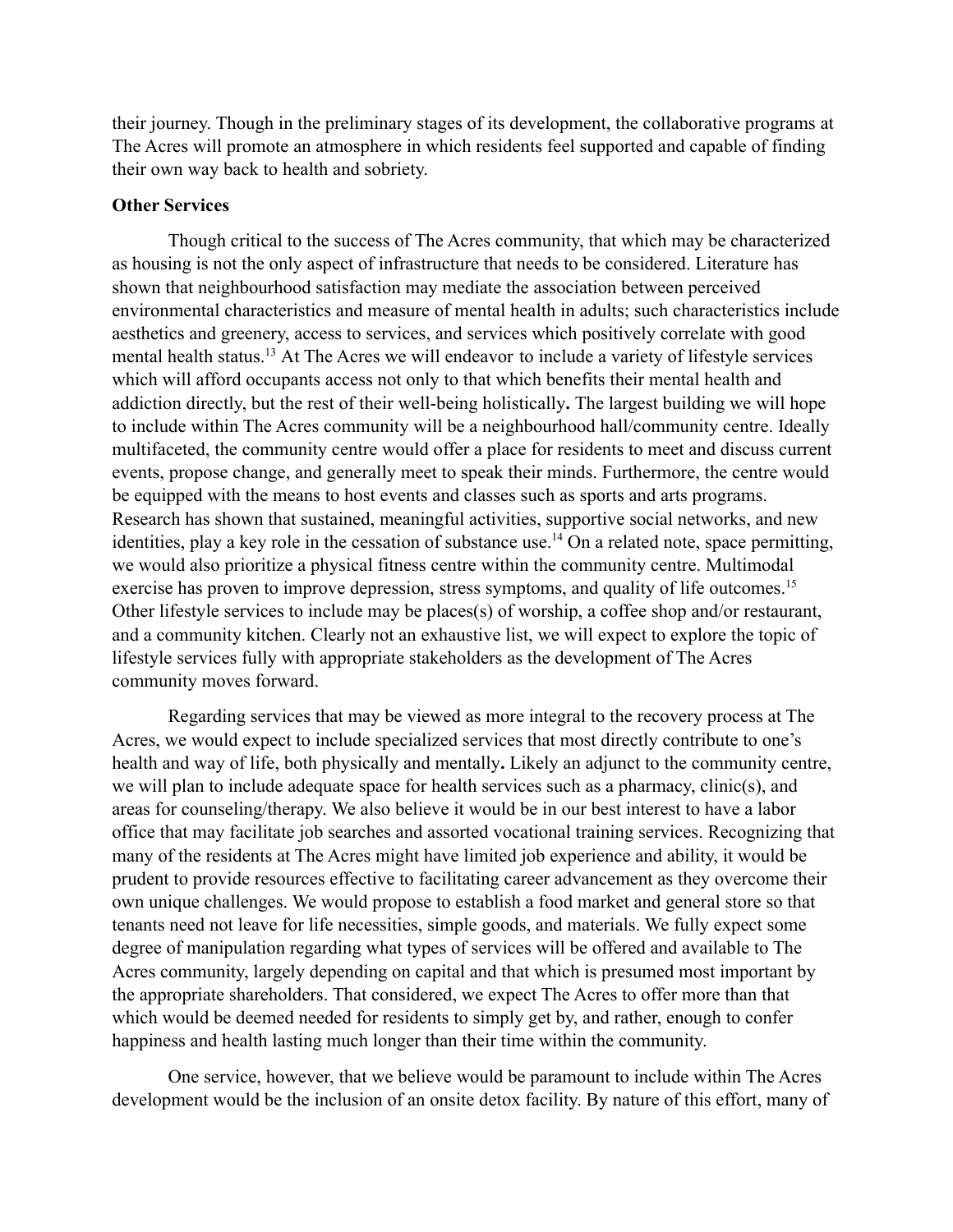their journey. Though in the preliminary stages of its development, the collaborative programs at The Acres will promote an atmosphere in which residents feel supported and capable of finding their own way back to health and sobriety.

**Other Services**

Though critical to the success of The Acres community, that which may be characterized as housing is not the only aspect of infrastructure that needs to be considered. Literature has shown that neighbourhood satisfaction may mediate the association between perceived environmental characteristics and measure of mental health in adults; such characteristics include aesthetics and greenery, access to services, and services which positively correlate with good mental health status.[13] At The Acres we will endeavor to include a variety of lifestyle services which will afford occupants access not only to that which benefits their mental health and addiction directly, but the rest of their well-being holistically**.** The largest building we will hope to include within The Acres community will be a neighbourhood hall/community centre. Ideally multifaceted, the community centre would offer a place for residents to meet and discuss current events, propose change, and generally meet to speak their minds. Furthermore, the centre would be equipped with the means to host events and classes such as sports and arts programs. Research has shown that sustained, meaningful activities, supportive social networks, and new identities, play a key role in the cessation of substance use.[14] On a related note, space permitting, we would also prioritize a physical fitness centre within the community centre. Multimodal exercise has proven to improve depression, stress symptoms, and quality of life outcomes.[15] Other lifestyle services to include may be places(s) of worship, a coffee shop and/or restaurant, and a community kitchen. Clearly not an exhaustive list, we will expect to explore the topic of lifestyle services fully with appropriate stakeholders as the development of The Acres community moves forward.

Regarding services that may be viewed as more integral to the recovery process at The Acres, we would expect to include specialized services that most directly contribute to one's health and way of life, both physically and mentally**.** Likely an adjunct to the community centre, we will plan to include adequate space for health services such as a pharmacy, clinic(s), and areas for counseling/therapy. We also believe it would be in our best interest to have a labor office that may facilitate job searches and assorted vocational training services. Recognizing that many of the residents at The Acres might have limited job experience and ability, it would be prudent to provide resources effective to facilitating career advancement as they overcome their own unique challenges. We would propose to establish a food market and general store so that tenants need not leave for life necessities, simple goods, and materials. We fully expect some degree of manipulation regarding what types of services will be offered and available to The Acres community, largely depending on capital and that which is presumed most important by the appropriate shareholders. That considered, we expect The Acres to offer more than that which would be deemed needed for residents to simply get by, and rather, enough to confer happiness and health lasting much longer than their time within the community.

One service, however, that we believe would be paramount to include within The Acres development would be the inclusion of an onsite detox facility. By nature of this effort, many of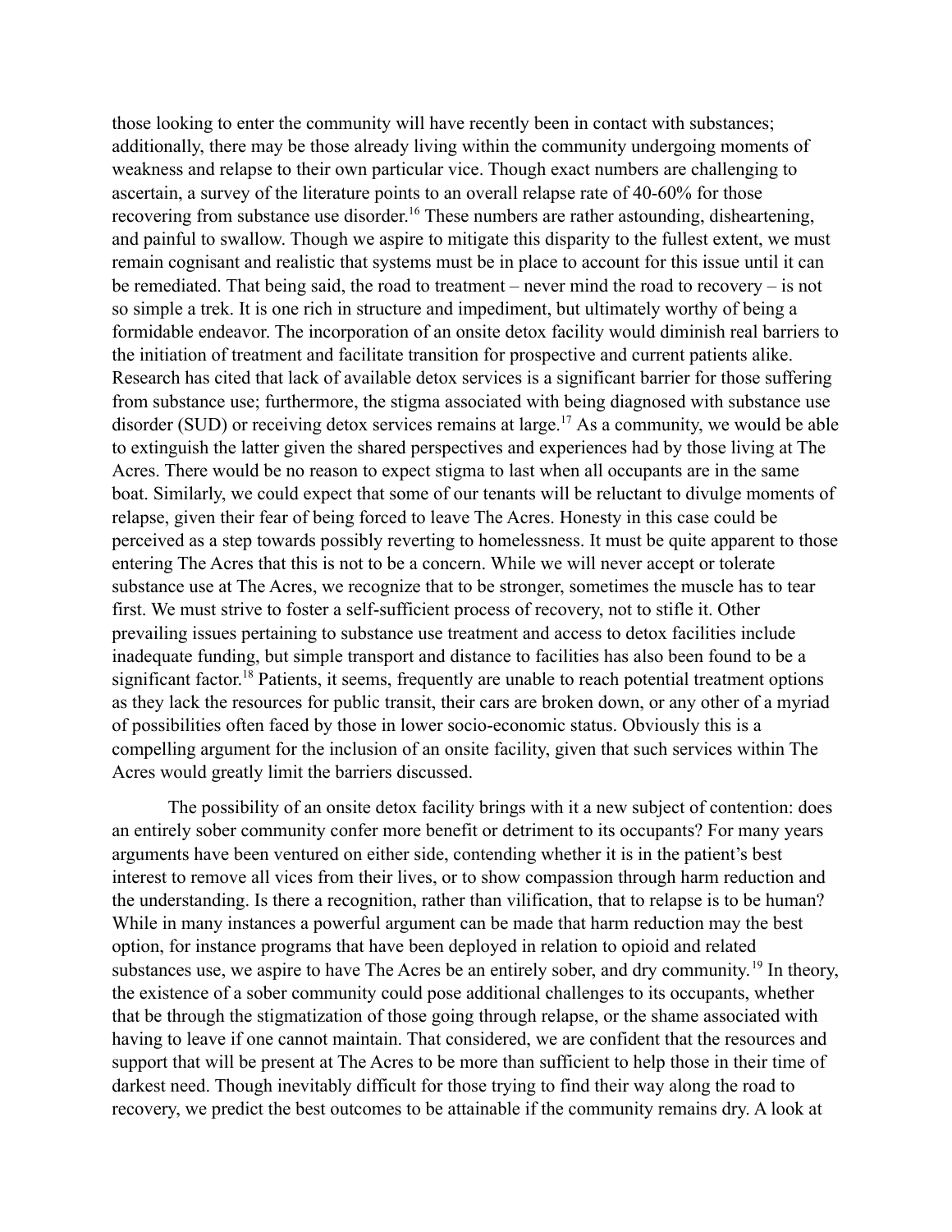those looking to enter the community will have recently been in contact with substances; additionally, there may be those already living within the community undergoing moments of weakness and relapse to their own particular vice. Though exact numbers are challenging to ascertain, a survey of the literature points to an overall relapse rate of 40-60% for those recovering from substance use disorder.[16] These numbers are rather astounding, disheartening, and painful to swallow. Though we aspire to mitigate this disparity to the fullest extent, we must remain cognisant and realistic that systems must be in place to account for this issue until it can be remediated. That being said, the road to treatment – never mind the road to recovery – is not so simple a trek. It is one rich in structure and impediment, but ultimately worthy of being a formidable endeavor. The incorporation of an onsite detox facility would diminish real barriers to the initiation of treatment and facilitate transition for prospective and current patients alike. Research has cited that lack of available detox services is a significant barrier for those suffering from substance use; furthermore, the stigma associated with being diagnosed with substance use disorder (SUD) or receiving detox services remains at large.[17] As a community, we would be able to extinguish the latter given the shared perspectives and experiences had by those living at The Acres. There would be no reason to expect stigma to last when all occupants are in the same boat. Similarly, we could expect that some of our tenants will be reluctant to divulge moments of relapse, given their fear of being forced to leave The Acres. Honesty in this case could be perceived as a step towards possibly reverting to homelessness. It must be quite apparent to those entering The Acres that this is not to be a concern. While we will never accept or tolerate substance use at The Acres, we recognize that to be stronger, sometimes the muscle has to tear first. We must strive to foster a self-sufficient process of recovery, not to stifle it. Other prevailing issues pertaining to substance use treatment and access to detox facilities include inadequate funding, but simple transport and distance to facilities has also been found to be a significant factor.[18] Patients, it seems, frequently are unable to reach potential treatment options as they lack the resources for public transit, their cars are broken down, or any other of a myriad of possibilities often faced by those in lower socio-economic status. Obviously this is a compelling argument for the inclusion of an onsite facility, given that such services within The Acres would greatly limit the barriers discussed.

The possibility of an onsite detox facility brings with it a new subject of contention: does an entirely sober community confer more benefit or detriment to its occupants? For many years arguments have been ventured on either side, contending whether it is in the patient's best interest to remove all vices from their lives, or to show compassion through harm reduction and the understanding. Is there a recognition, rather than vilification, that to relapse is to be human? While in many instances a powerful argument can be made that harm reduction may the best option, for instance programs that have been deployed in relation to opioid and related substances use, we aspire to have The Acres be an entirely sober, and dry community.[19] In theory, the existence of a sober community could pose additional challenges to its occupants, whether that be through the stigmatization of those going through relapse, or the shame associated with having to leave if one cannot maintain. That considered, we are confident that the resources and support that will be present at The Acres to be more than sufficient to help those in their time of darkest need. Though inevitably difficult for those trying to find their way along the road to recovery, we predict the best outcomes to be attainable if the community remains dry. A look at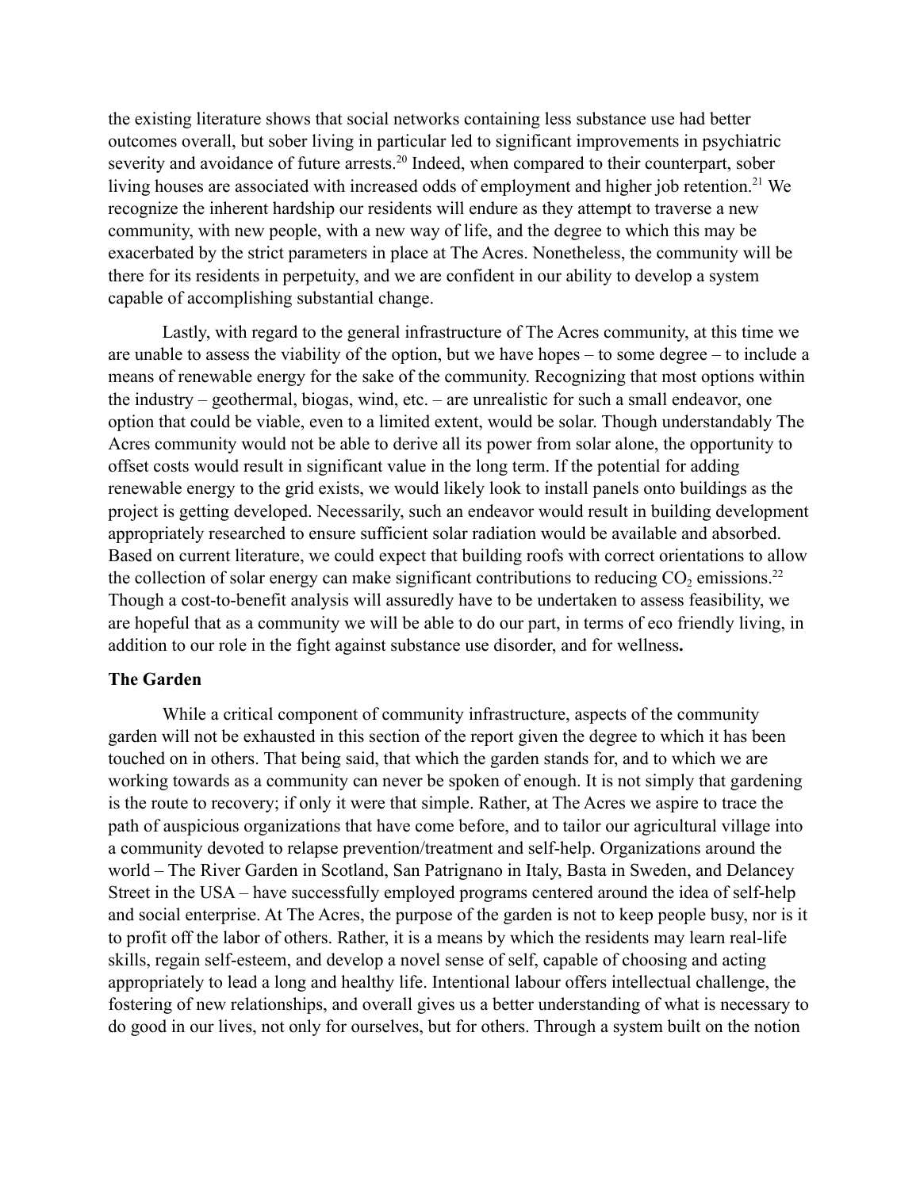the existing literature shows that social networks containing less substance use had better outcomes overall, but sober living in particular led to significant improvements in psychiatric severity and avoidance of future arrests.[20] Indeed, when compared to their counterpart, sober living houses are associated with increased odds of employment and higher job retention.[21] We recognize the inherent hardship our residents will endure as they attempt to traverse a new community, with new people, with a new way of life, and the degree to which this may be exacerbated by the strict parameters in place at The Acres. Nonetheless, the community will be there for its residents in perpetuity, and we are confident in our ability to develop a system capable of accomplishing substantial change.

Lastly, with regard to the general infrastructure of The Acres community, at this time we are unable to assess the viability of the option, but we have hopes – to some degree – to include a means of renewable energy for the sake of the community. Recognizing that most options within the industry – geothermal, biogas, wind, etc. – are unrealistic for such a small endeavor, one option that could be viable, even to a limited extent, would be solar. Though understandably The Acres community would not be able to derive all its power from solar alone, the opportunity to offset costs would result in significant value in the long term. If the potential for adding renewable energy to the grid exists, we would likely look to install panels onto buildings as the project is getting developed. Necessarily, such an endeavor would result in building development appropriately researched to ensure sufficient solar radiation would be available and absorbed. Based on current literature, we could expect that building roofs with correct orientations to allow the collection of solar energy can make significant contributions to reducing $CO_2$ emissions.[22] Though a cost-to-benefit analysis will assuredly have to be undertaken to assess feasibility, we are hopeful that as a community we will be able to do our part, in terms of eco friendly living, in addition to our role in the fight against substance use disorder, and for wellness**.**

### The Garden

While a critical component of community infrastructure, aspects of the community garden will not be exhausted in this section of the report given the degree to which it has been touched on in others. That being said, that which the garden stands for, and to which we are working towards as a community can never be spoken of enough. It is not simply that gardening is the route to recovery; if only it were that simple. Rather, at The Acres we aspire to trace the path of auspicious organizations that have come before, and to tailor our agricultural village into a community devoted to relapse prevention/treatment and self-help. Organizations around the world – The River Garden in Scotland, San Patrignano in Italy, Basta in Sweden, and Delancey Street in the USA – have successfully employed programs centered around the idea of self-help and social enterprise. At The Acres, the purpose of the garden is not to keep people busy, nor is it to profit off the labor of others. Rather, it is a means by which the residents may learn real-life skills, regain self-esteem, and develop a novel sense of self, capable of choosing and acting appropriately to lead a long and healthy life. Intentional labour offers intellectual challenge, the fostering of new relationships, and overall gives us a better understanding of what is necessary to do good in our lives, not only for ourselves, but for others. Through a system built on the notion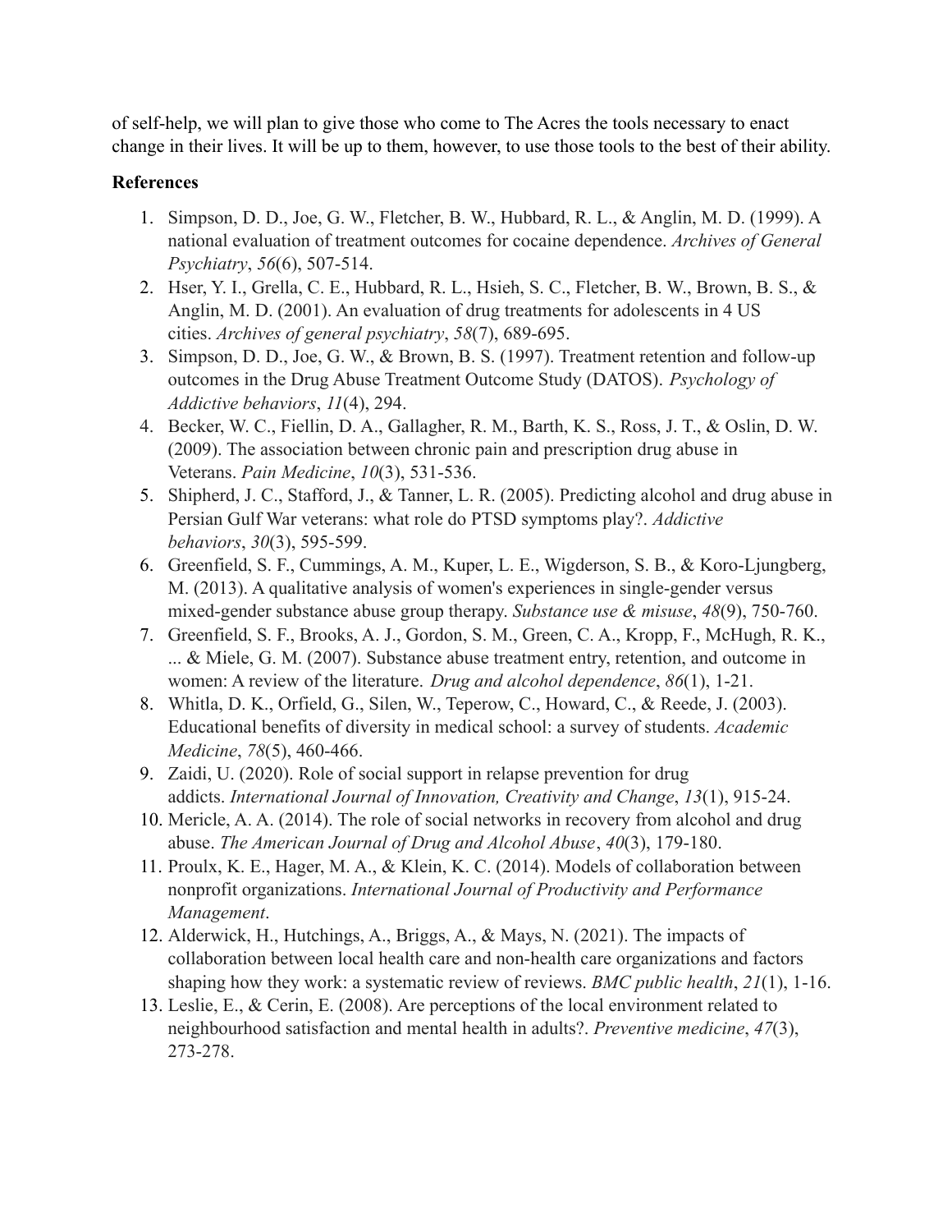of self-help, we will plan to give those who come to The Acres the tools necessary to enact change in their lives. It will be up to them, however, to use those tools to the best of their ability.

**References**

1. Simpson, D. D., Joe, G. W., Fletcher, B. W., Hubbard, R. L., & Anglin, M. D. (1999). A national evaluation of treatment outcomes for cocaine dependence. *Archives of General Psychiatry*, *56*(6), 507-514.
2. Hser, Y. I., Grella, C. E., Hubbard, R. L., Hsieh, S. C., Fletcher, B. W., Brown, B. S., & Anglin, M. D. (2001). An evaluation of drug treatments for adolescents in 4 US cities. *Archives of general psychiatry*, *58*(7), 689-695.
3. Simpson, D. D., Joe, G. W., & Brown, B. S. (1997). Treatment retention and follow-up outcomes in the Drug Abuse Treatment Outcome Study (DATOS). *Psychology of Addictive behaviors*, *11*(4), 294.
4. Becker, W. C., Fiellin, D. A., Gallagher, R. M., Barth, K. S., Ross, J. T., & Oslin, D. W. (2009). The association between chronic pain and prescription drug abuse in Veterans. *Pain Medicine*, *10*(3), 531-536.
5. Shipherd, J. C., Stafford, J., & Tanner, L. R. (2005). Predicting alcohol and drug abuse in Persian Gulf War veterans: what role do PTSD symptoms play?. *Addictive behaviors*, *30*(3), 595-599.
6. Greenfield, S. F., Cummings, A. M., Kuper, L. E., Wigderson, S. B., & Koro-Ljungberg, M. (2013). A qualitative analysis of women's experiences in single-gender versus mixed-gender substance abuse group therapy. *Substance use & misuse*, *48*(9), 750-760.
7. Greenfield, S. F., Brooks, A. J., Gordon, S. M., Green, C. A., Kropp, F., McHugh, R. K., ... & Miele, G. M. (2007). Substance abuse treatment entry, retention, and outcome in women: A review of the literature. *Drug and alcohol dependence*, *86*(1), 1-21.
8. Whitla, D. K., Orfield, G., Silen, W., Teperow, C., Howard, C., & Reede, J. (2003). Educational benefits of diversity in medical school: a survey of students. *Academic Medicine*, *78*(5), 460-466.
9. Zaidi, U. (2020). Role of social support in relapse prevention for drug addicts. *International Journal of Innovation, Creativity and Change*, *13*(1), 915-24.
10. Mericle, A. A. (2014). The role of social networks in recovery from alcohol and drug abuse. *The American Journal of Drug and Alcohol Abuse*, *40*(3), 179-180.
11. Proulx, K. E., Hager, M. A., & Klein, K. C. (2014). Models of collaboration between nonprofit organizations. *International Journal of Productivity and Performance Management*.
12. Alderwick, H., Hutchings, A., Briggs, A., & Mays, N. (2021). The impacts of collaboration between local health care and non-health care organizations and factors shaping how they work: a systematic review of reviews. *BMC public health*, *21*(1), 1-16.
13. Leslie, E., & Cerin, E. (2008). Are perceptions of the local environment related to neighbourhood satisfaction and mental health in adults?. *Preventive medicine*, *47*(3), 273-278.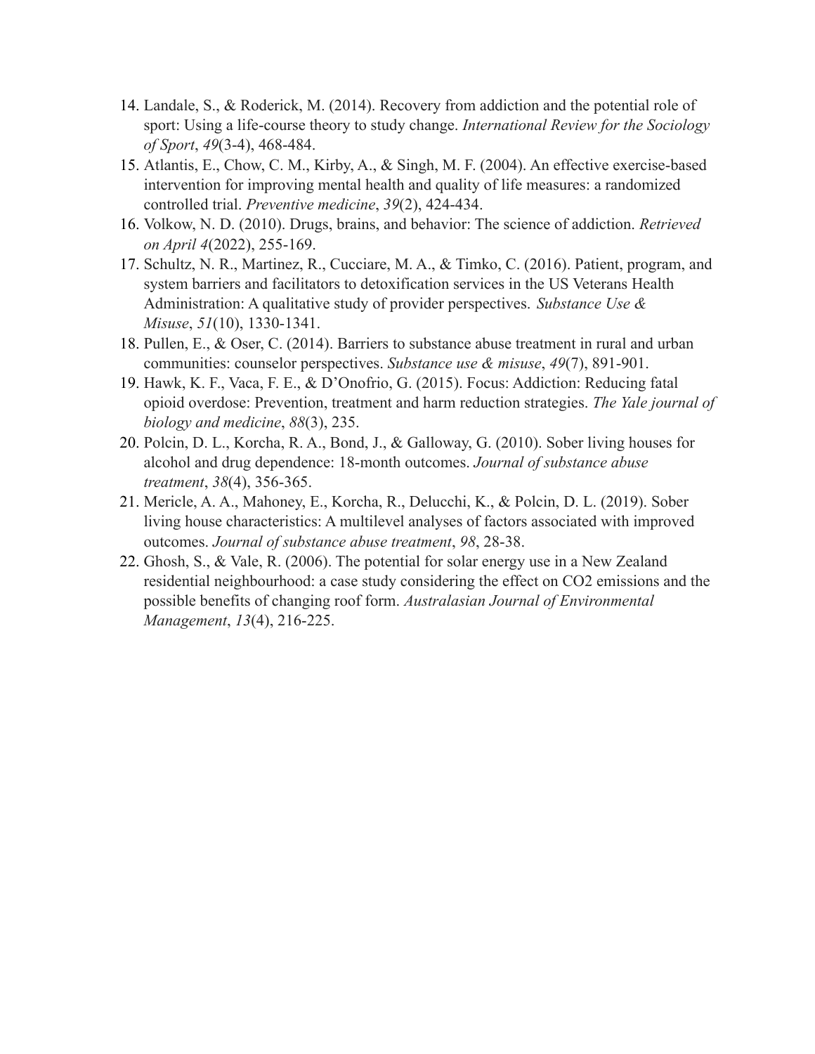14. Landale, S., & Roderick, M. (2014). Recovery from addiction and the potential role of sport: Using a life-course theory to study change. *International Review for the Sociology of Sport*, *49*(3-4), 468-484.
15. Atlantis, E., Chow, C. M., Kirby, A., & Singh, M. F. (2004). An effective exercise-based intervention for improving mental health and quality of life measures: a randomized controlled trial. *Preventive medicine*, *39*(2), 424-434.
16. Volkow, N. D. (2010). Drugs, brains, and behavior: The science of addiction. *Retrieved on April 4*(2022), 255-169.
17. Schultz, N. R., Martinez, R., Cucciare, M. A., & Timko, C. (2016). Patient, program, and system barriers and facilitators to detoxification services in the US Veterans Health Administration: A qualitative study of provider perspectives. *Substance Use & Misuse*, *51*(10), 1330-1341.
18. Pullen, E., & Oser, C. (2014). Barriers to substance abuse treatment in rural and urban communities: counselor perspectives. *Substance use & misuse*, *49*(7), 891-901.
19. Hawk, K. F., Vaca, F. E., & D'Onofrio, G. (2015). Focus: Addiction: Reducing fatal opioid overdose: Prevention, treatment and harm reduction strategies. *The Yale journal of biology and medicine*, *88*(3), 235.
20. Polcin, D. L., Korcha, R. A., Bond, J., & Galloway, G. (2010). Sober living houses for alcohol and drug dependence: 18-month outcomes. *Journal of substance abuse treatment*, *38*(4), 356-365.
21. Mericle, A. A., Mahoney, E., Korcha, R., Delucchi, K., & Polcin, D. L. (2019). Sober living house characteristics: A multilevel analyses of factors associated with improved outcomes. *Journal of substance abuse treatment*, *98*, 28-38.
22. Ghosh, S., & Vale, R. (2006). The potential for solar energy use in a New Zealand residential neighbourhood: a case study considering the effect on $CO_2$ emissions and the possible benefits of changing roof form. *Australasian Journal of Environmental Management*, *13*(4), 216-225.